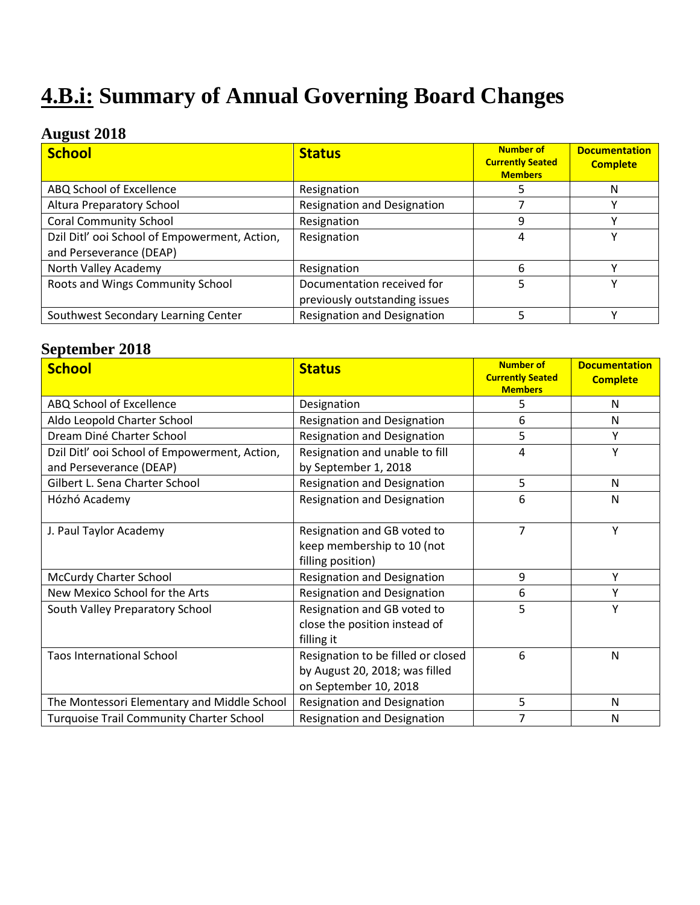# 4.B.i: Summary of Annual Governing Board Changes

## August 2018

| School | Status | Number of Currently Seated Members | Documentation Complete |
| --- | --- | --- | --- |
| ABQ School of Excellence | Resignation | 5 | N |
| Altura Preparatory School | Resignation and Designation | 7 | Y |
| Coral Community School | Resignation | 9 | Y |
| Dzil Ditl' ooi School of Empowerment, Action, and Perseverance (DEAP) | Resignation | 4 | Y |
| North Valley Academy | Resignation | 6 | Y |
| Roots and Wings Community School | Documentation received for previously outstanding issues | 5 | Y |
| Southwest Secondary Learning Center | Resignation and Designation | 5 | Y |

## September 2018

| School | Status | Number of Currently Seated Members | Documentation Complete |
| --- | --- | --- | --- |
| ABQ School of Excellence | Designation | 5 | N |
| Aldo Leopold Charter School | Resignation and Designation | 6 | N |
| Dream Diné Charter School | Resignation and Designation | 5 | Y |
| Dzil Ditl' ooi School of Empowerment, Action, and Perseverance (DEAP) | Resignation and unable to fill by September 1, 2018 | 4 | Y |
| Gilbert L. Sena Charter School | Resignation and Designation | 5 | N |
| Hózhó Academy | Resignation and Designation | 6 | N |
| J. Paul Taylor Academy | Resignation and GB voted to keep membership to 10 (not filling position) | 7 | Y |
| McCurdy Charter School | Resignation and Designation | 9 | Y |
| New Mexico School for the Arts | Resignation and Designation | 6 | Y |
| South Valley Preparatory School | Resignation and GB voted to close the position instead of filling it | 5 | Y |
| Taos International School | Resignation to be filled or closed by August 20, 2018; was filled on September 10, 2018 | 6 | N |
| The Montessori Elementary and Middle School | Resignation and Designation | 5 | N |
| Turquoise Trail Community Charter School | Resignation and Designation | 7 | N |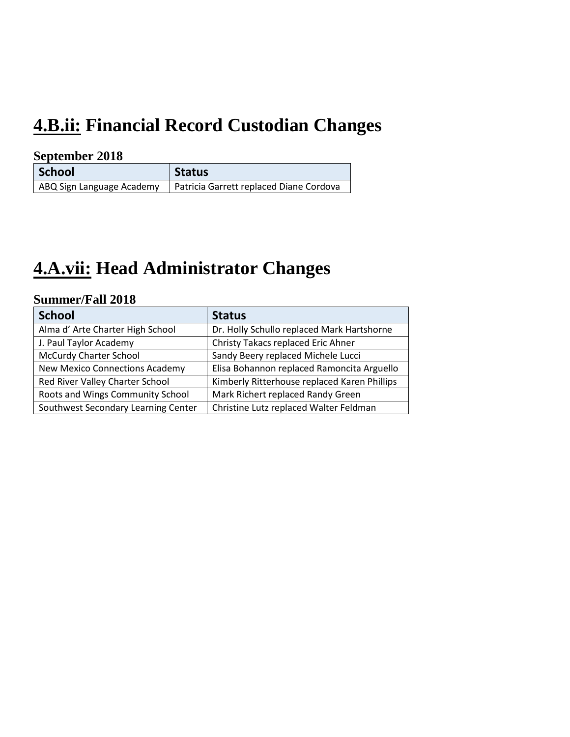## <u>4.B.ii:</u> Financial Record Custodian Changes

### September 2018

| School | Status |
|---|---|
| ABQ Sign Language Academy | Patricia Garrett replaced Diane Cordova |

## <u>4.A.vii:</u> Head Administrator Changes

### Summer/Fall 2018

| School | Status |
|---|---|
| Alma d' Arte Charter High School | Dr. Holly Schullo replaced Mark Hartshorne |
| J. Paul Taylor Academy | Christy Takacs replaced Eric Ahner |
| McCurdy Charter School | Sandy Beery replaced Michele Lucci |
| New Mexico Connections Academy | Elisa Bohannon replaced Ramoncita Arguello |
| Red River Valley Charter School | Kimberly Ritterhouse replaced Karen Phillips |
| Roots and Wings Community School | Mark Richert replaced Randy Green |
| Southwest Secondary Learning Center | Christine Lutz replaced Walter Feldman |